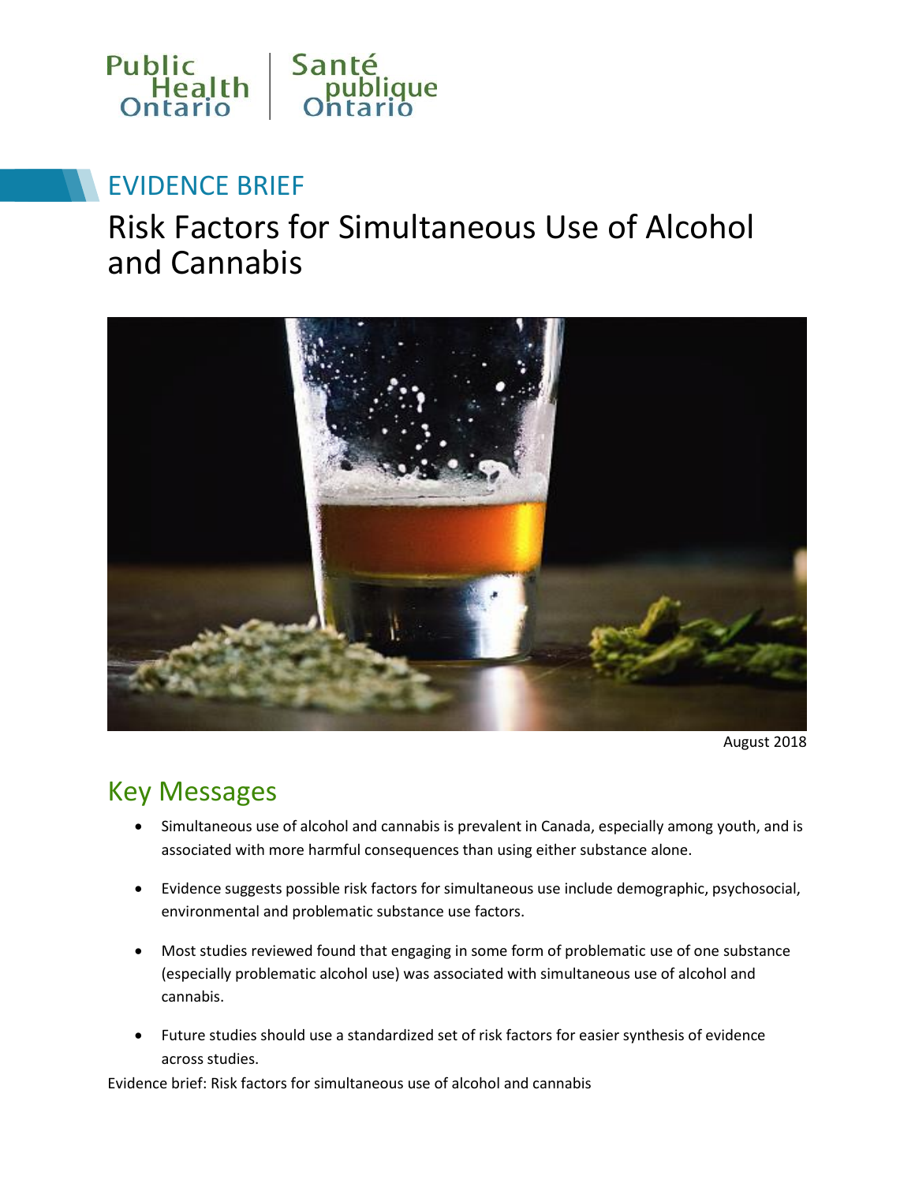Public Health Ontario | Santé publique Ontario

EVIDENCE BRIEF

# Risk Factors for Simultaneous Use of Alcohol and Cannabis

August 2018

## Key Messages

- Simultaneous use of alcohol and cannabis is prevalent in Canada, especially among youth, and is associated with more harmful consequences than using either substance alone.
- Evidence suggests possible risk factors for simultaneous use include demographic, psychosocial, environmental and problematic substance use factors.
- Most studies reviewed found that engaging in some form of problematic use of one substance (especially problematic alcohol use) was associated with simultaneous use of alcohol and cannabis.
- Future studies should use a standardized set of risk factors for easier synthesis of evidence across studies.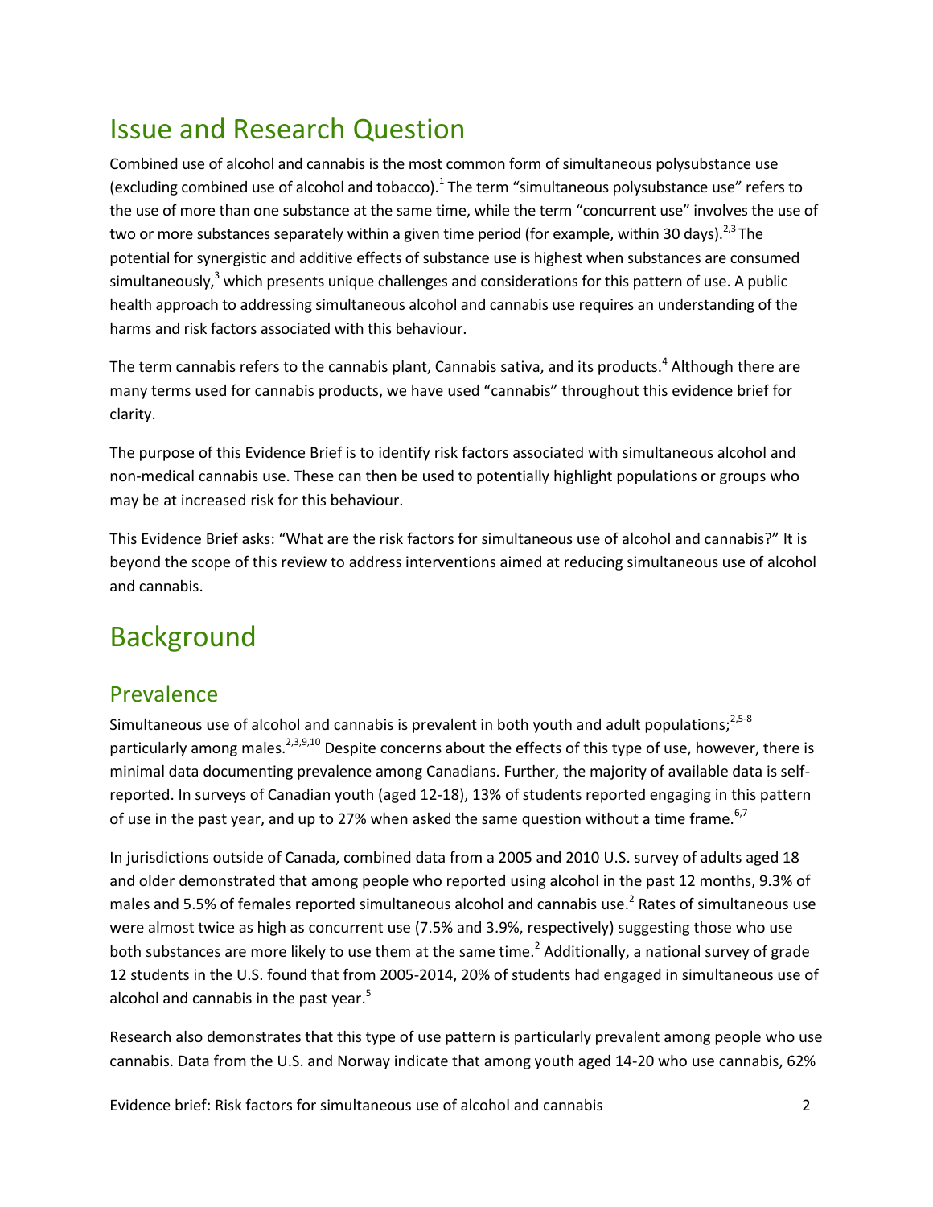# Issue and Research Question

Combined use of alcohol and cannabis is the most common form of simultaneous polysubstance use (excluding combined use of alcohol and tobacco).[1] The term "simultaneous polysubstance use" refers to the use of more than one substance at the same time, while the term "concurrent use" involves the use of two or more substances separately within a given time period (for example, within 30 days).[2,3] The potential for synergistic and additive effects of substance use is highest when substances are consumed simultaneously,[3] which presents unique challenges and considerations for this pattern of use. A public health approach to addressing simultaneous alcohol and cannabis use requires an understanding of the harms and risk factors associated with this behaviour.

The term cannabis refers to the cannabis plant, Cannabis sativa, and its products.[4] Although there are many terms used for cannabis products, we have used "cannabis" throughout this evidence brief for clarity.

The purpose of this Evidence Brief is to identify risk factors associated with simultaneous alcohol and non-medical cannabis use. These can then be used to potentially highlight populations or groups who may be at increased risk for this behaviour.

This Evidence Brief asks: "What are the risk factors for simultaneous use of alcohol and cannabis?" It is beyond the scope of this review to address interventions aimed at reducing simultaneous use of alcohol and cannabis.

# Background

## Prevalence

Simultaneous use of alcohol and cannabis is prevalent in both youth and adult populations;[2,5-8] particularly among males.[2,3,9,10] Despite concerns about the effects of this type of use, however, there is minimal data documenting prevalence among Canadians. Further, the majority of available data is self-reported. In surveys of Canadian youth (aged 12-18), 13% of students reported engaging in this pattern of use in the past year, and up to 27% when asked the same question without a time frame.[6,7]

In jurisdictions outside of Canada, combined data from a 2005 and 2010 U.S. survey of adults aged 18 and older demonstrated that among people who reported using alcohol in the past 12 months, 9.3% of males and 5.5% of females reported simultaneous alcohol and cannabis use.[2] Rates of simultaneous use were almost twice as high as concurrent use (7.5% and 3.9%, respectively) suggesting those who use both substances are more likely to use them at the same time.[2] Additionally, a national survey of grade 12 students in the U.S. found that from 2005-2014, 20% of students had engaged in simultaneous use of alcohol and cannabis in the past year.[5]

Research also demonstrates that this type of use pattern is particularly prevalent among people who use cannabis. Data from the U.S. and Norway indicate that among youth aged 14-20 who use cannabis, 62%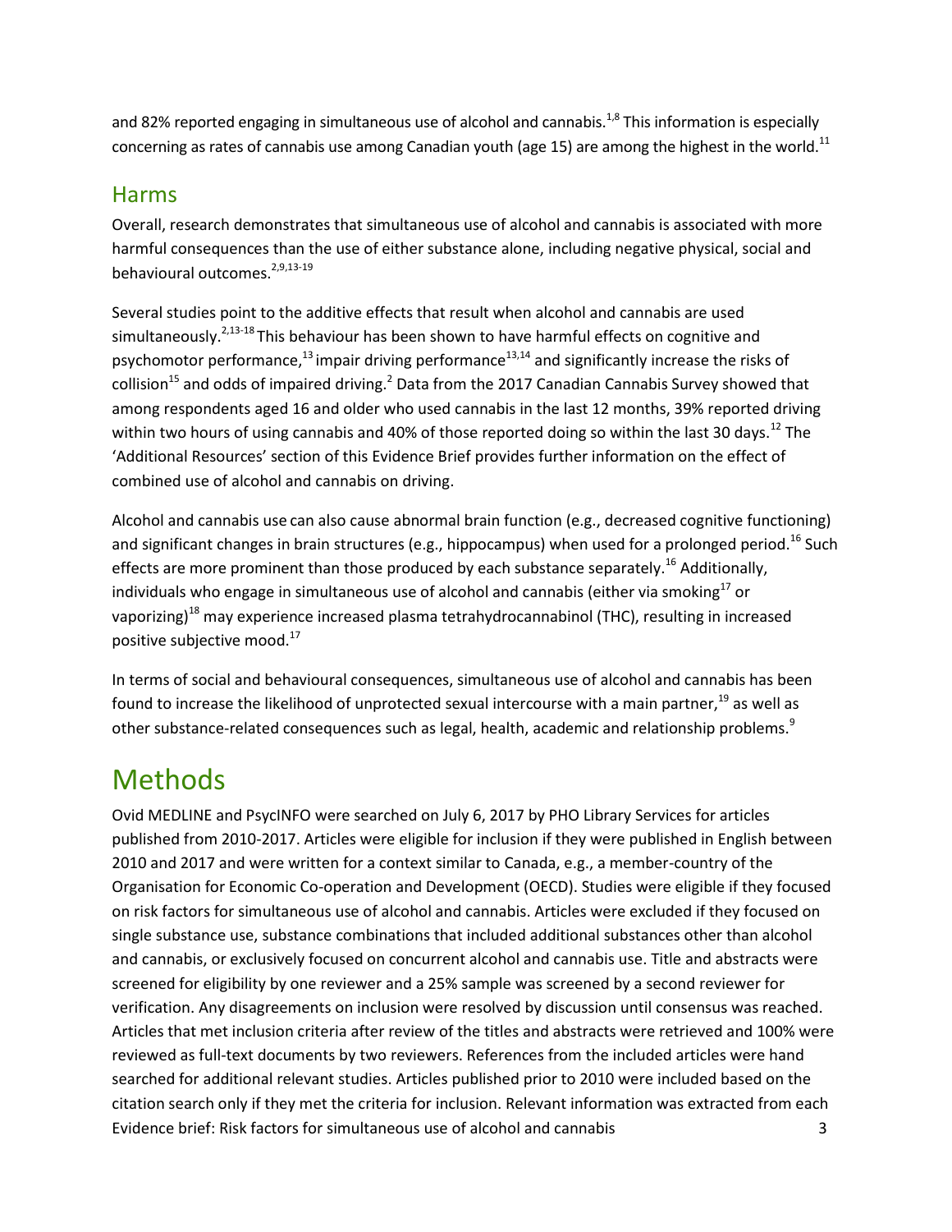and 82% reported engaging in simultaneous use of alcohol and cannabis.[1,8] This information is especially concerning as rates of cannabis use among Canadian youth (age 15) are among the highest in the world.[11]

## Harms

Overall, research demonstrates that simultaneous use of alcohol and cannabis is associated with more harmful consequences than the use of either substance alone, including negative physical, social and behavioural outcomes.[2,9,13-19]

Several studies point to the additive effects that result when alcohol and cannabis are used simultaneously.[2,13-18] This behaviour has been shown to have harmful effects on cognitive and psychomotor performance,[13] impair driving performance[13,14] and significantly increase the risks of collision[15] and odds of impaired driving.[2] Data from the 2017 Canadian Cannabis Survey showed that among respondents aged 16 and older who used cannabis in the last 12 months, 39% reported driving within two hours of using cannabis and 40% of those reported doing so within the last 30 days.[12] The 'Additional Resources' section of this Evidence Brief provides further information on the effect of combined use of alcohol and cannabis on driving.

Alcohol and cannabis use can also cause abnormal brain function (e.g., decreased cognitive functioning) and significant changes in brain structures (e.g., hippocampus) when used for a prolonged period.[16] Such effects are more prominent than those produced by each substance separately.[16] Additionally, individuals who engage in simultaneous use of alcohol and cannabis (either via smoking[17] or vaporizing)[18] may experience increased plasma tetrahydrocannabinol (THC), resulting in increased positive subjective mood.[17]

In terms of social and behavioural consequences, simultaneous use of alcohol and cannabis has been found to increase the likelihood of unprotected sexual intercourse with a main partner,[19] as well as other substance-related consequences such as legal, health, academic and relationship problems.[9]

# Methods

Ovid MEDLINE and PsycINFO were searched on July 6, 2017 by PHO Library Services for articles published from 2010-2017. Articles were eligible for inclusion if they were published in English between 2010 and 2017 and were written for a context similar to Canada, e.g., a member-country of the Organisation for Economic Co-operation and Development (OECD). Studies were eligible if they focused on risk factors for simultaneous use of alcohol and cannabis. Articles were excluded if they focused on single substance use, substance combinations that included additional substances other than alcohol and cannabis, or exclusively focused on concurrent alcohol and cannabis use. Title and abstracts were screened for eligibility by one reviewer and a 25% sample was screened by a second reviewer for verification. Any disagreements on inclusion were resolved by discussion until consensus was reached. Articles that met inclusion criteria after review of the titles and abstracts were retrieved and 100% were reviewed as full-text documents by two reviewers. References from the included articles were hand searched for additional relevant studies. Articles published prior to 2010 were included based on the citation search only if they met the criteria for inclusion. Relevant information was extracted from each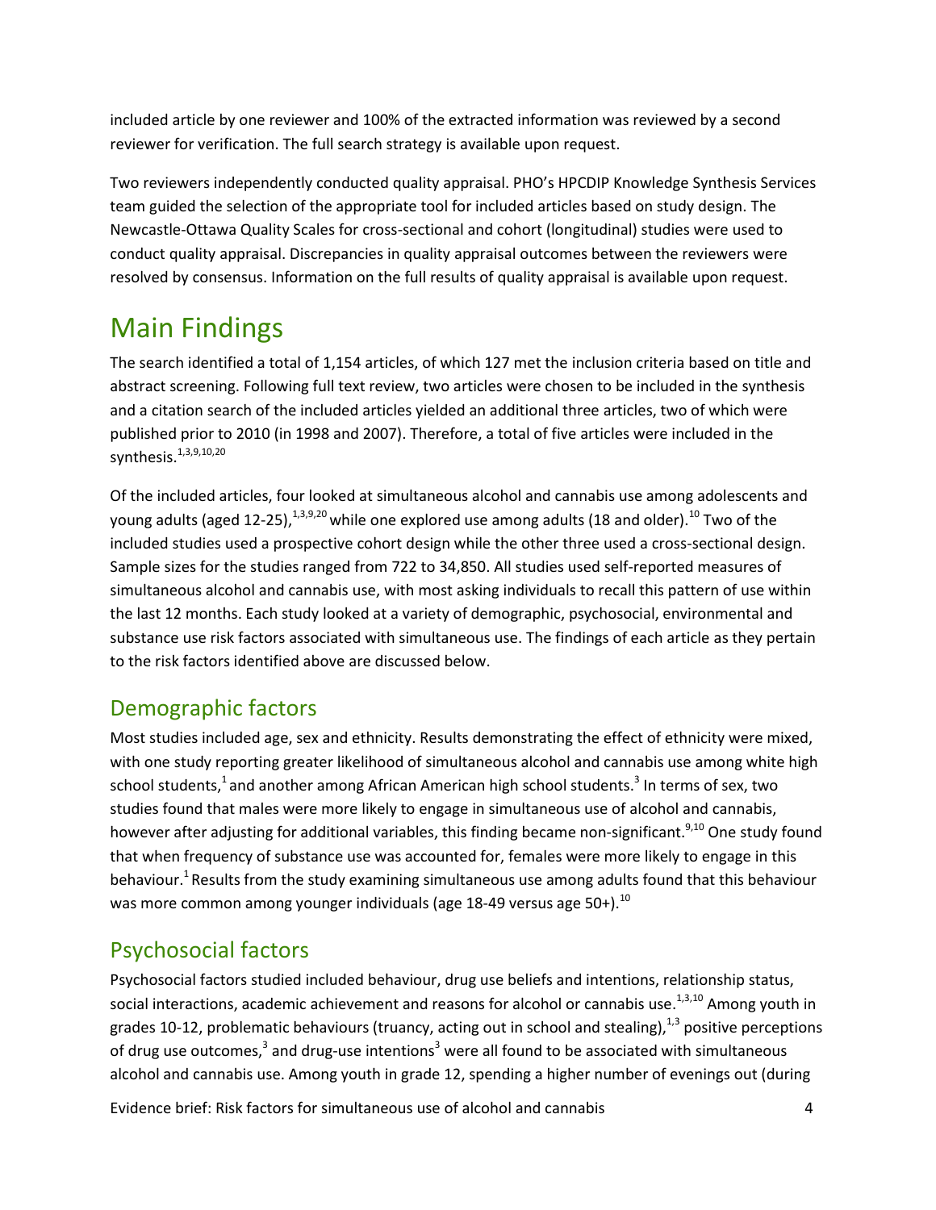included article by one reviewer and 100% of the extracted information was reviewed by a second reviewer for verification. The full search strategy is available upon request.

Two reviewers independently conducted quality appraisal. PHO's HPCDIP Knowledge Synthesis Services team guided the selection of the appropriate tool for included articles based on study design. The Newcastle-Ottawa Quality Scales for cross-sectional and cohort (longitudinal) studies were used to conduct quality appraisal. Discrepancies in quality appraisal outcomes between the reviewers were resolved by consensus. Information on the full results of quality appraisal is available upon request.

# Main Findings

The search identified a total of 1,154 articles, of which 127 met the inclusion criteria based on title and abstract screening. Following full text review, two articles were chosen to be included in the synthesis and a citation search of the included articles yielded an additional three articles, two of which were published prior to 2010 (in 1998 and 2007). Therefore, a total of five articles were included in the synthesis.[1,3,9,10,20]

Of the included articles, four looked at simultaneous alcohol and cannabis use among adolescents and young adults (aged 12-25),[1,3,9,20] while one explored use among adults (18 and older).[10] Two of the included studies used a prospective cohort design while the other three used a cross-sectional design. Sample sizes for the studies ranged from 722 to 34,850. All studies used self-reported measures of simultaneous alcohol and cannabis use, with most asking individuals to recall this pattern of use within the last 12 months. Each study looked at a variety of demographic, psychosocial, environmental and substance use risk factors associated with simultaneous use. The findings of each article as they pertain to the risk factors identified above are discussed below.

## Demographic factors

Most studies included age, sex and ethnicity. Results demonstrating the effect of ethnicity were mixed, with one study reporting greater likelihood of simultaneous alcohol and cannabis use among white high school students,[1] and another among African American high school students.[3] In terms of sex, two studies found that males were more likely to engage in simultaneous use of alcohol and cannabis, however after adjusting for additional variables, this finding became non-significant.[9,10] One study found that when frequency of substance use was accounted for, females were more likely to engage in this behaviour.[1] Results from the study examining simultaneous use among adults found that this behaviour was more common among younger individuals (age 18-49 versus age 50+).[10]

## Psychosocial factors

Psychosocial factors studied included behaviour, drug use beliefs and intentions, relationship status, social interactions, academic achievement and reasons for alcohol or cannabis use.[1,3,10] Among youth in grades 10-12, problematic behaviours (truancy, acting out in school and stealing),[1,3] positive perceptions of drug use outcomes,[3] and drug-use intentions[3] were all found to be associated with simultaneous alcohol and cannabis use. Among youth in grade 12, spending a higher number of evenings out (during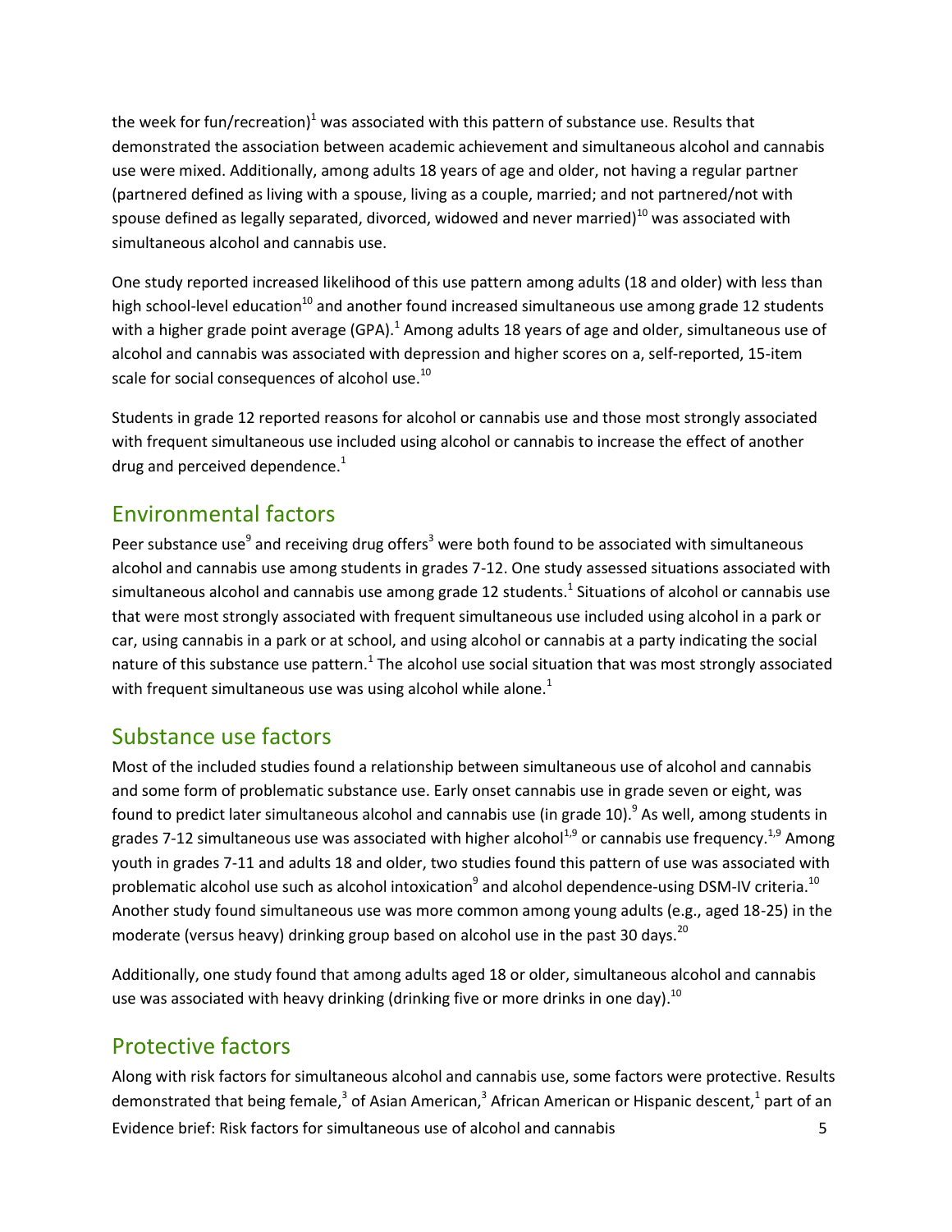the week for fun/recreation)[1] was associated with this pattern of substance use. Results that demonstrated the association between academic achievement and simultaneous alcohol and cannabis use were mixed. Additionally, among adults 18 years of age and older, not having a regular partner (partnered defined as living with a spouse, living as a couple, married; and not partnered/not with spouse defined as legally separated, divorced, widowed and never married)[10] was associated with simultaneous alcohol and cannabis use.

One study reported increased likelihood of this use pattern among adults (18 and older) with less than high school-level education[10] and another found increased simultaneous use among grade 12 students with a higher grade point average (GPA).[1] Among adults 18 years of age and older, simultaneous use of alcohol and cannabis was associated with depression and higher scores on a, self-reported, 15-item scale for social consequences of alcohol use.[10]

Students in grade 12 reported reasons for alcohol or cannabis use and those most strongly associated with frequent simultaneous use included using alcohol or cannabis to increase the effect of another drug and perceived dependence.[1]

## Environmental factors

Peer substance use[9] and receiving drug offers[3] were both found to be associated with simultaneous alcohol and cannabis use among students in grades 7-12. One study assessed situations associated with simultaneous alcohol and cannabis use among grade 12 students.[1] Situations of alcohol or cannabis use that were most strongly associated with frequent simultaneous use included using alcohol in a park or car, using cannabis in a park or at school, and using alcohol or cannabis at a party indicating the social nature of this substance use pattern.[1] The alcohol use social situation that was most strongly associated with frequent simultaneous use was using alcohol while alone.[1]

## Substance use factors

Most of the included studies found a relationship between simultaneous use of alcohol and cannabis and some form of problematic substance use. Early onset cannabis use in grade seven or eight, was found to predict later simultaneous alcohol and cannabis use (in grade 10).[9] As well, among students in grades 7-12 simultaneous use was associated with higher alcohol[1,9] or cannabis use frequency.[1,9] Among youth in grades 7-11 and adults 18 and older, two studies found this pattern of use was associated with problematic alcohol use such as alcohol intoxication[9] and alcohol dependence-using DSM-IV criteria.[10] Another study found simultaneous use was more common among young adults (e.g., aged 18-25) in the moderate (versus heavy) drinking group based on alcohol use in the past 30 days.[20]

Additionally, one study found that among adults aged 18 or older, simultaneous alcohol and cannabis use was associated with heavy drinking (drinking five or more drinks in one day).[10]

## Protective factors

Along with risk factors for simultaneous alcohol and cannabis use, some factors were protective. Results demonstrated that being female,[3] of Asian American,[3] African American or Hispanic descent,[1] part of an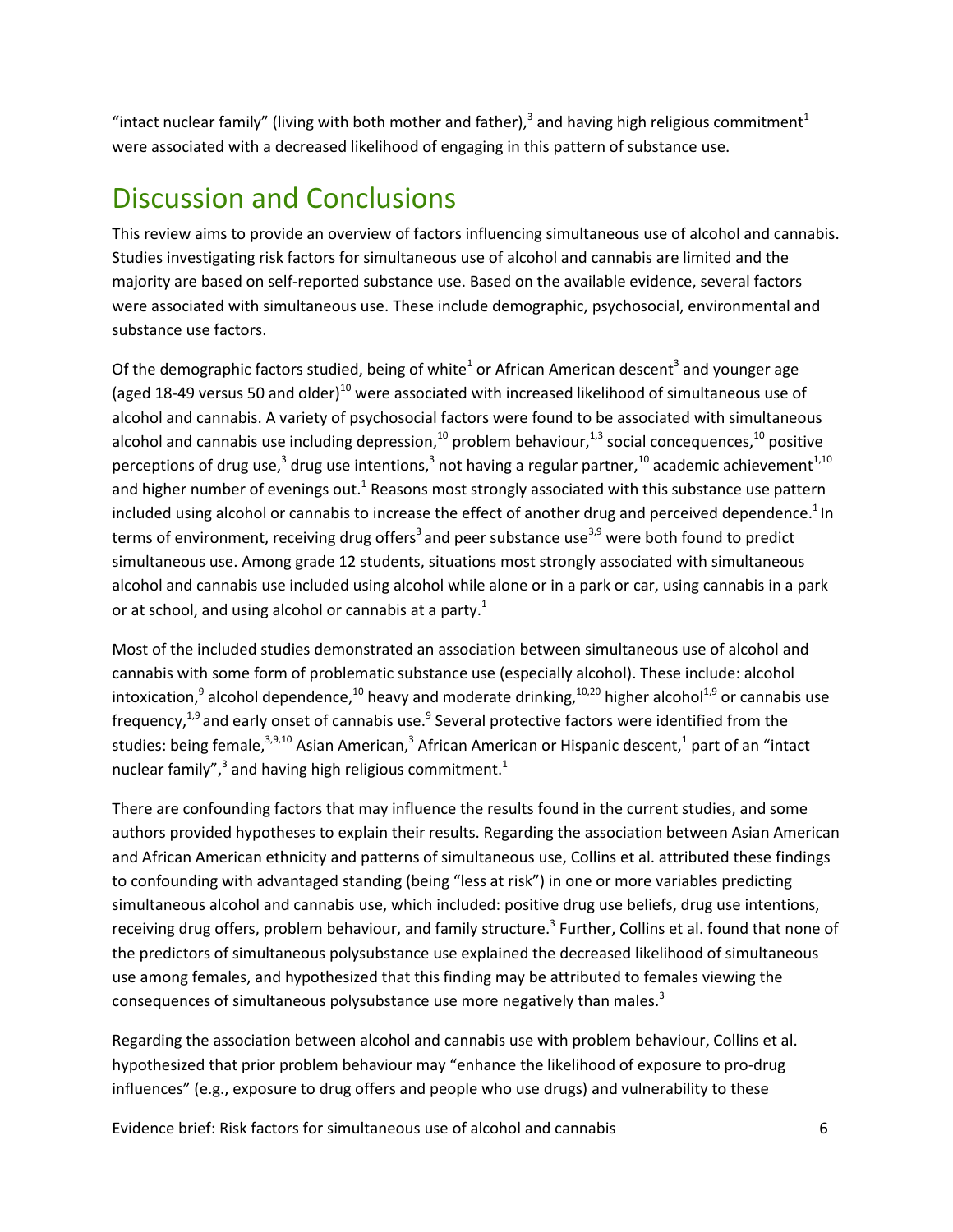"intact nuclear family" (living with both mother and father),[3] and having high religious commitment[1] were associated with a decreased likelihood of engaging in this pattern of substance use.

## Discussion and Conclusions

This review aims to provide an overview of factors influencing simultaneous use of alcohol and cannabis. Studies investigating risk factors for simultaneous use of alcohol and cannabis are limited and the majority are based on self-reported substance use. Based on the available evidence, several factors were associated with simultaneous use. These include demographic, psychosocial, environmental and substance use factors.

Of the demographic factors studied, being of white[1] or African American descent[3] and younger age (aged 18-49 versus 50 and older)[10] were associated with increased likelihood of simultaneous use of alcohol and cannabis. A variety of psychosocial factors were found to be associated with simultaneous alcohol and cannabis use including depression,[10] problem behaviour,[1,3] social concequences,[10] positive perceptions of drug use,[3] drug use intentions,[3] not having a regular partner,[10] academic achievement[1,10] and higher number of evenings out.[1] Reasons most strongly associated with this substance use pattern included using alcohol or cannabis to increase the effect of another drug and perceived dependence.[1] In terms of environment, receiving drug offers[3] and peer substance use[3,9] were both found to predict simultaneous use. Among grade 12 students, situations most strongly associated with simultaneous alcohol and cannabis use included using alcohol while alone or in a park or car, using cannabis in a park or at school, and using alcohol or cannabis at a party.[1]

Most of the included studies demonstrated an association between simultaneous use of alcohol and cannabis with some form of problematic substance use (especially alcohol). These include: alcohol intoxication,[9] alcohol dependence,[10] heavy and moderate drinking,[10,20] higher alcohol[1,9] or cannabis use frequency,[1,9] and early onset of cannabis use.[9] Several protective factors were identified from the studies: being female,[3,9,10] Asian American,[3] African American or Hispanic descent,[1] part of an "intact nuclear family",[3] and having high religious commitment.[1]

There are confounding factors that may influence the results found in the current studies, and some authors provided hypotheses to explain their results. Regarding the association between Asian American and African American ethnicity and patterns of simultaneous use, Collins et al. attributed these findings to confounding with advantaged standing (being "less at risk") in one or more variables predicting simultaneous alcohol and cannabis use, which included: positive drug use beliefs, drug use intentions, receiving drug offers, problem behaviour, and family structure.[3] Further, Collins et al. found that none of the predictors of simultaneous polysubstance use explained the decreased likelihood of simultaneous use among females, and hypothesized that this finding may be attributed to females viewing the consequences of simultaneous polysubstance use more negatively than males.[3]

Regarding the association between alcohol and cannabis use with problem behaviour, Collins et al. hypothesized that prior problem behaviour may "enhance the likelihood of exposure to pro-drug influences" (e.g., exposure to drug offers and people who use drugs) and vulnerability to these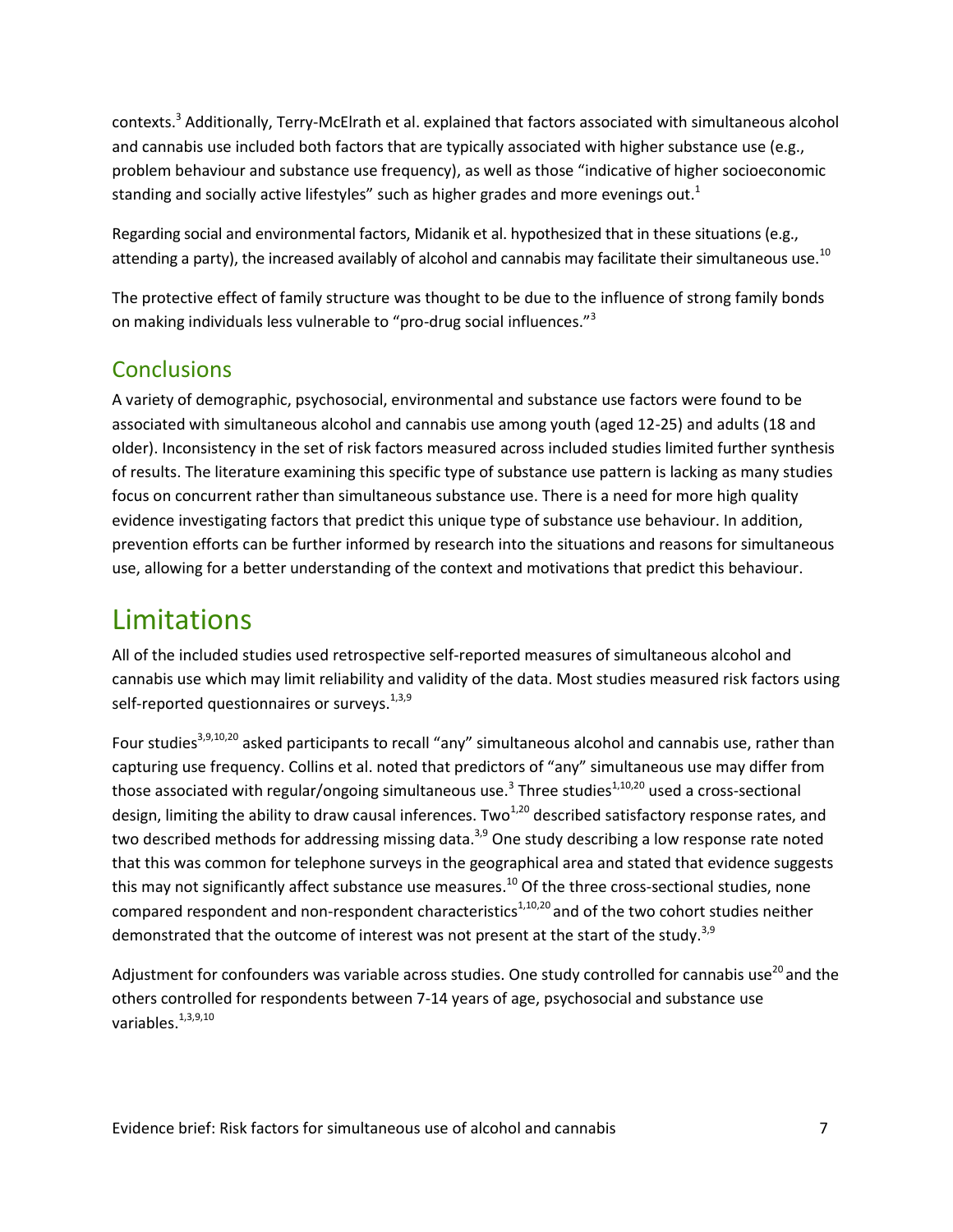contexts.[3] Additionally, Terry-McElrath et al. explained that factors associated with simultaneous alcohol and cannabis use included both factors that are typically associated with higher substance use (e.g., problem behaviour and substance use frequency), as well as those "indicative of higher socioeconomic standing and socially active lifestyles" such as higher grades and more evenings out.[1]

Regarding social and environmental factors, Midanik et al. hypothesized that in these situations (e.g., attending a party), the increased availably of alcohol and cannabis may facilitate their simultaneous use.[10]

The protective effect of family structure was thought to be due to the influence of strong family bonds on making individuals less vulnerable to "pro-drug social influences."[3]

## Conclusions

A variety of demographic, psychosocial, environmental and substance use factors were found to be associated with simultaneous alcohol and cannabis use among youth (aged 12-25) and adults (18 and older). Inconsistency in the set of risk factors measured across included studies limited further synthesis of results. The literature examining this specific type of substance use pattern is lacking as many studies focus on concurrent rather than simultaneous substance use. There is a need for more high quality evidence investigating factors that predict this unique type of substance use behaviour. In addition, prevention efforts can be further informed by research into the situations and reasons for simultaneous use, allowing for a better understanding of the context and motivations that predict this behaviour.

# Limitations

All of the included studies used retrospective self-reported measures of simultaneous alcohol and cannabis use which may limit reliability and validity of the data. Most studies measured risk factors using self-reported questionnaires or surveys.[1,3,9]

Four studies[3,9,10,20] asked participants to recall "any" simultaneous alcohol and cannabis use, rather than capturing use frequency. Collins et al. noted that predictors of "any" simultaneous use may differ from those associated with regular/ongoing simultaneous use.[3] Three studies[1,10,20] used a cross-sectional design, limiting the ability to draw causal inferences. Two[1,20] described satisfactory response rates, and two described methods for addressing missing data.[3,9] One study describing a low response rate noted that this was common for telephone surveys in the geographical area and stated that evidence suggests this may not significantly affect substance use measures.[10] Of the three cross-sectional studies, none compared respondent and non-respondent characteristics[1,10,20] and of the two cohort studies neither demonstrated that the outcome of interest was not present at the start of the study.[3,9]

Adjustment for confounders was variable across studies. One study controlled for cannabis use[20] and the others controlled for respondents between 7-14 years of age, psychosocial and substance use variables.[1,3,9,10]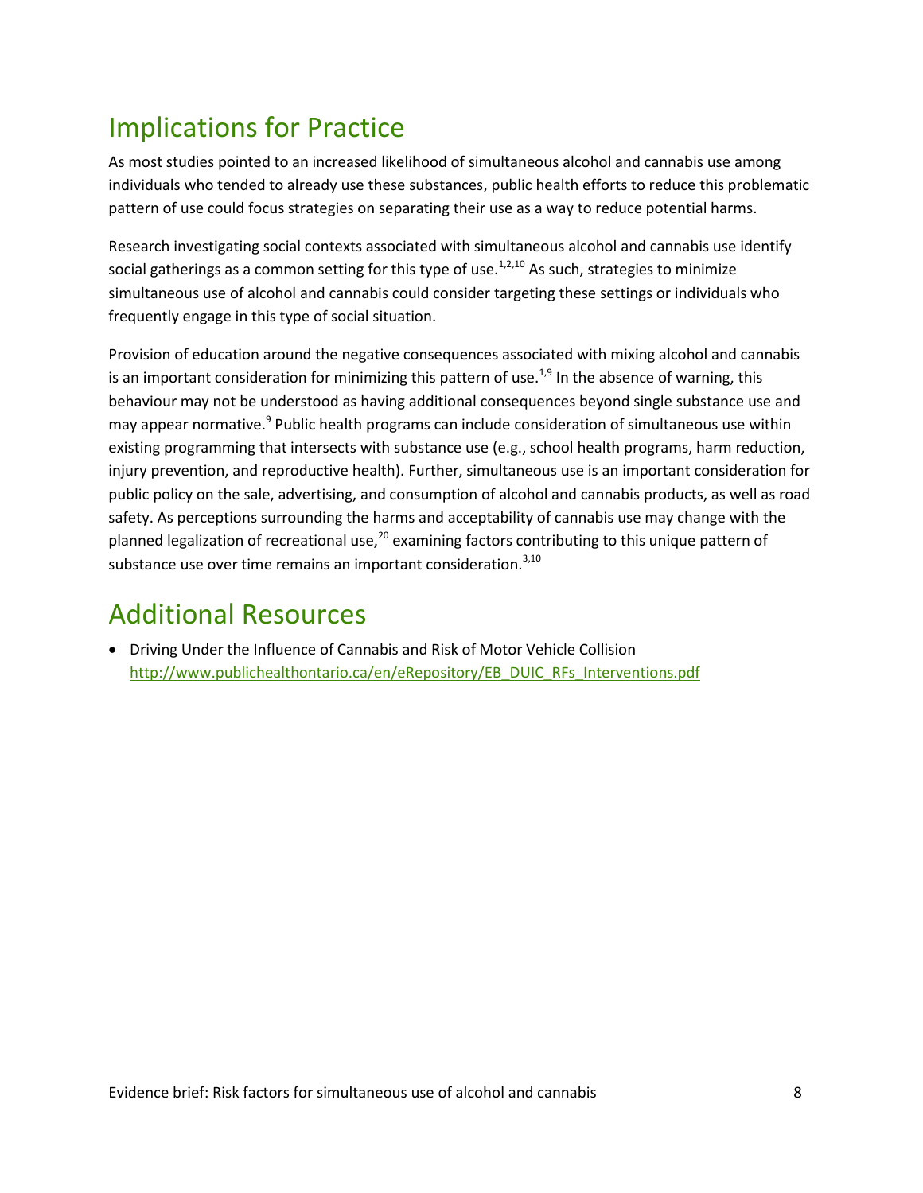## Implications for Practice

As most studies pointed to an increased likelihood of simultaneous alcohol and cannabis use among individuals who tended to already use these substances, public health efforts to reduce this problematic pattern of use could focus strategies on separating their use as a way to reduce potential harms.

Research investigating social contexts associated with simultaneous alcohol and cannabis use identify social gatherings as a common setting for this type of use.[1,2,10] As such, strategies to minimize simultaneous use of alcohol and cannabis could consider targeting these settings or individuals who frequently engage in this type of social situation.

Provision of education around the negative consequences associated with mixing alcohol and cannabis is an important consideration for minimizing this pattern of use.[1,9] In the absence of warning, this behaviour may not be understood as having additional consequences beyond single substance use and may appear normative.[9] Public health programs can include consideration of simultaneous use within existing programming that intersects with substance use (e.g., school health programs, harm reduction, injury prevention, and reproductive health). Further, simultaneous use is an important consideration for public policy on the sale, advertising, and consumption of alcohol and cannabis products, as well as road safety. As perceptions surrounding the harms and acceptability of cannabis use may change with the planned legalization of recreational use,[20] examining factors contributing to this unique pattern of substance use over time remains an important consideration.[3,10]

## Additional Resources

- Driving Under the Influence of Cannabis and Risk of Motor Vehicle Collision
  http://www.publichealthontario.ca/en/eRepository/EB_DUIC_RFs_Interventions.pdf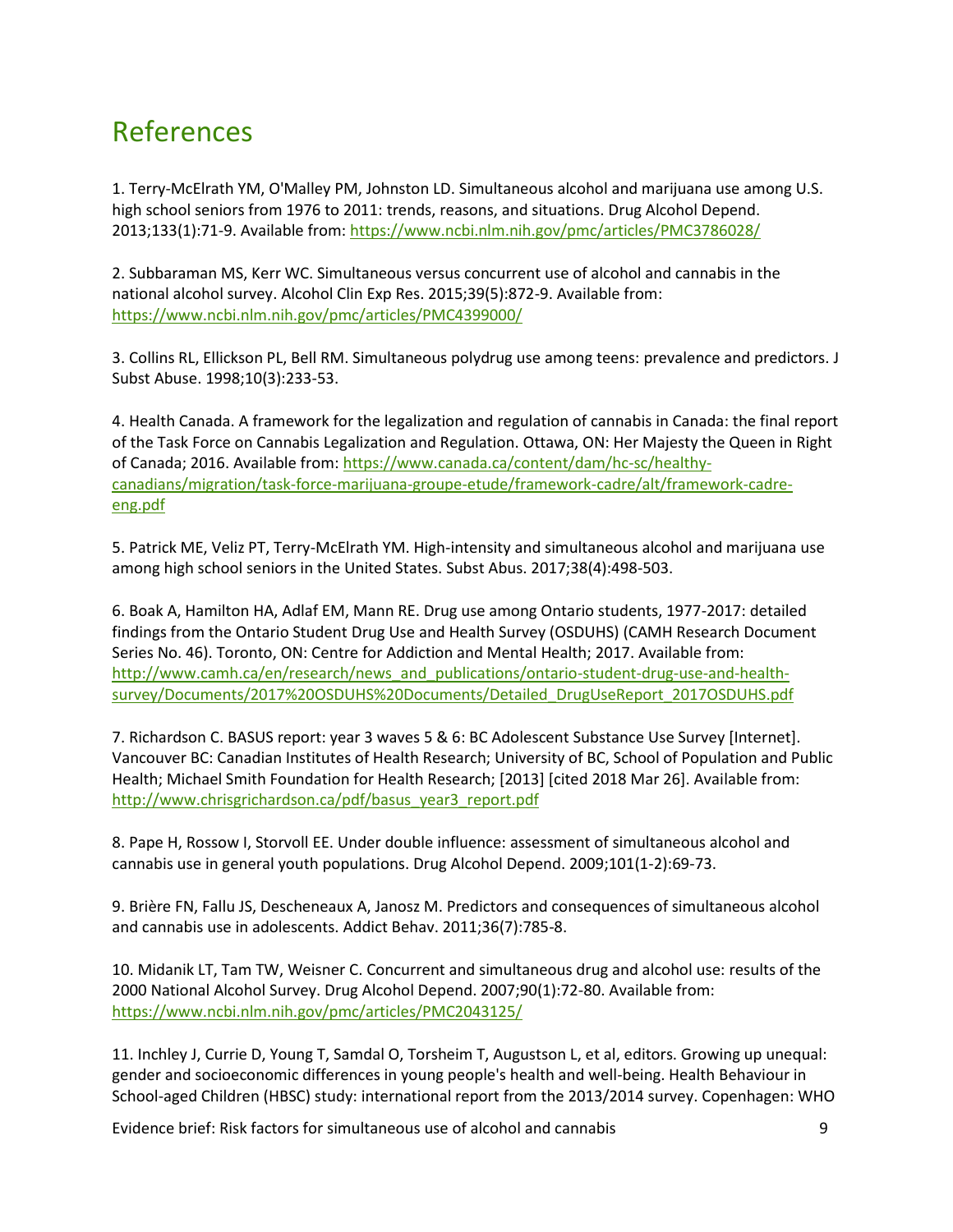# References

1. Terry-McElrath YM, O'Malley PM, Johnston LD. Simultaneous alcohol and marijuana use among U.S. high school seniors from 1976 to 2011: trends, reasons, and situations. Drug Alcohol Depend. 2013;133(1):71-9. Available from: https://www.ncbi.nlm.nih.gov/pmc/articles/PMC3786028/

2. Subbaraman MS, Kerr WC. Simultaneous versus concurrent use of alcohol and cannabis in the national alcohol survey. Alcohol Clin Exp Res. 2015;39(5):872-9. Available from: https://www.ncbi.nlm.nih.gov/pmc/articles/PMC4399000/

3. Collins RL, Ellickson PL, Bell RM. Simultaneous polydrug use among teens: prevalence and predictors. J Subst Abuse. 1998;10(3):233-53.

4. Health Canada. A framework for the legalization and regulation of cannabis in Canada: the final report of the Task Force on Cannabis Legalization and Regulation. Ottawa, ON: Her Majesty the Queen in Right of Canada; 2016. Available from: https://www.canada.ca/content/dam/hc-sc/healthy-canadians/migration/task-force-marijuana-groupe-etude/framework-cadre/alt/framework-cadre-eng.pdf

5. Patrick ME, Veliz PT, Terry-McElrath YM. High-intensity and simultaneous alcohol and marijuana use among high school seniors in the United States. Subst Abus. 2017;38(4):498-503.

6. Boak A, Hamilton HA, Adlaf EM, Mann RE. Drug use among Ontario students, 1977-2017: detailed findings from the Ontario Student Drug Use and Health Survey (OSDUHS) (CAMH Research Document Series No. 46). Toronto, ON: Centre for Addiction and Mental Health; 2017. Available from: http://www.camh.ca/en/research/news_and_publications/ontario-student-drug-use-and-health-survey/Documents/2017%20OSDUHS%20Documents/Detailed_DrugUseReport_2017OSDUHS.pdf

7. Richardson C. BASUS report: year 3 waves 5 & 6: BC Adolescent Substance Use Survey [Internet]. Vancouver BC: Canadian Institutes of Health Research; University of BC, School of Population and Public Health; Michael Smith Foundation for Health Research; [2013] [cited 2018 Mar 26]. Available from: http://www.chrisgrichardson.ca/pdf/basus_year3_report.pdf

8. Pape H, Rossow I, Storvoll EE. Under double influence: assessment of simultaneous alcohol and cannabis use in general youth populations. Drug Alcohol Depend. 2009;101(1-2):69-73.

9. Brière FN, Fallu JS, Descheneaux A, Janosz M. Predictors and consequences of simultaneous alcohol and cannabis use in adolescents. Addict Behav. 2011;36(7):785-8.

10. Midanik LT, Tam TW, Weisner C. Concurrent and simultaneous drug and alcohol use: results of the 2000 National Alcohol Survey. Drug Alcohol Depend. 2007;90(1):72-80. Available from: https://www.ncbi.nlm.nih.gov/pmc/articles/PMC2043125/

11. Inchley J, Currie D, Young T, Samdal O, Torsheim T, Augustson L, et al, editors. Growing up unequal: gender and socioeconomic differences in young people's health and well-being. Health Behaviour in School-aged Children (HBSC) study: international report from the 2013/2014 survey. Copenhagen: WHO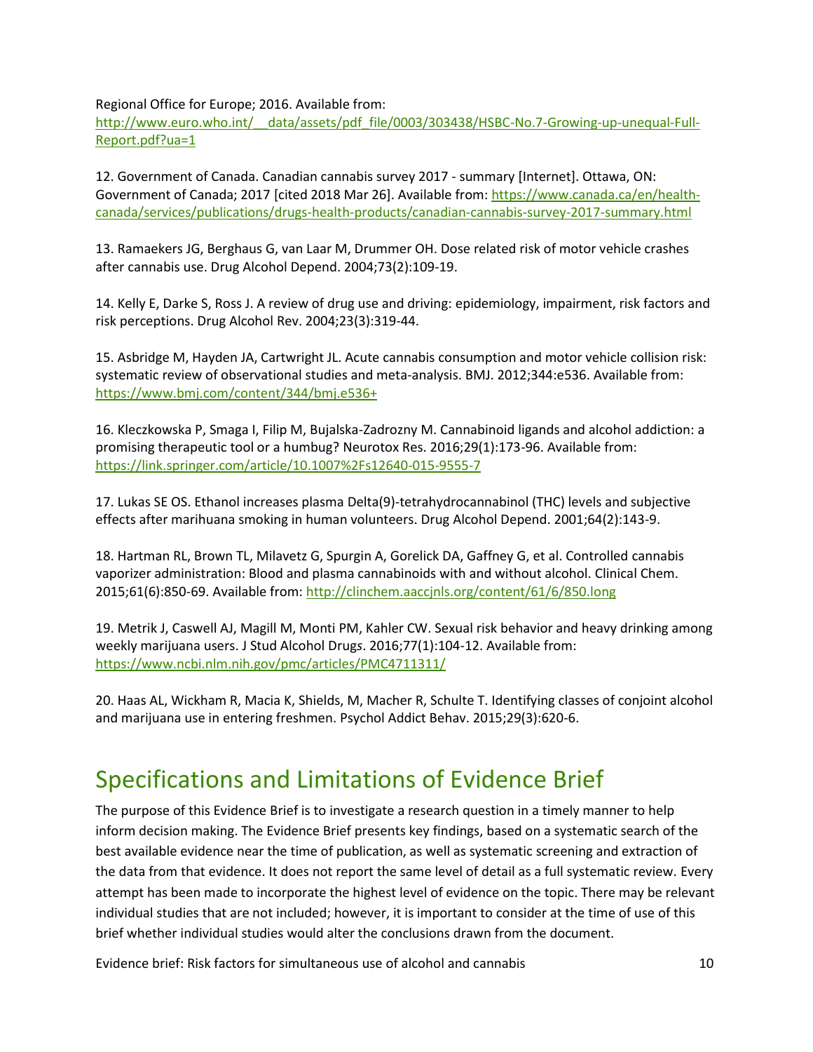Regional Office for Europe; 2016. Available from: http://www.euro.who.int/__data/assets/pdf_file/0003/303438/HSBC-No.7-Growing-up-unequal-Full-Report.pdf?ua=1

12. Government of Canada. Canadian cannabis survey 2017 - summary [Internet]. Ottawa, ON: Government of Canada; 2017 [cited 2018 Mar 26]. Available from: https://www.canada.ca/en/health-canada/services/publications/drugs-health-products/canadian-cannabis-survey-2017-summary.html

13. Ramaekers JG, Berghaus G, van Laar M, Drummer OH. Dose related risk of motor vehicle crashes after cannabis use. Drug Alcohol Depend. 2004;73(2):109-19.

14. Kelly E, Darke S, Ross J. A review of drug use and driving: epidemiology, impairment, risk factors and risk perceptions. Drug Alcohol Rev. 2004;23(3):319-44.

15. Asbridge M, Hayden JA, Cartwright JL. Acute cannabis consumption and motor vehicle collision risk: systematic review of observational studies and meta-analysis. BMJ. 2012;344:e536. Available from: https://www.bmj.com/content/344/bmj.e536+

16. Kleczkowska P, Smaga I, Filip M, Bujalska-Zadrozny M. Cannabinoid ligands and alcohol addiction: a promising therapeutic tool or a humbug? Neurotox Res. 2016;29(1):173-96. Available from: https://link.springer.com/article/10.1007%2Fs12640-015-9555-7

17. Lukas SE OS. Ethanol increases plasma Delta(9)-tetrahydrocannabinol (THC) levels and subjective effects after marihuana smoking in human volunteers. Drug Alcohol Depend. 2001;64(2):143-9.

18. Hartman RL, Brown TL, Milavetz G, Spurgin A, Gorelick DA, Gaffney G, et al. Controlled cannabis vaporizer administration: Blood and plasma cannabinoids with and without alcohol. Clinical Chem. 2015;61(6):850-69. Available from: http://clinchem.aaccjnls.org/content/61/6/850.long

19. Metrik J, Caswell AJ, Magill M, Monti PM, Kahler CW. Sexual risk behavior and heavy drinking among weekly marijuana users. J Stud Alcohol Drugs. 2016;77(1):104-12. Available from: https://www.ncbi.nlm.nih.gov/pmc/articles/PMC4711311/

20. Haas AL, Wickham R, Macia K, Shields, M, Macher R, Schulte T. Identifying classes of conjoint alcohol and marijuana use in entering freshmen. Psychol Addict Behav. 2015;29(3):620-6.

# Specifications and Limitations of Evidence Brief

The purpose of this Evidence Brief is to investigate a research question in a timely manner to help inform decision making. The Evidence Brief presents key findings, based on a systematic search of the best available evidence near the time of publication, as well as systematic screening and extraction of the data from that evidence. It does not report the same level of detail as a full systematic review. Every attempt has been made to incorporate the highest level of evidence on the topic. There may be relevant individual studies that are not included; however, it is important to consider at the time of use of this brief whether individual studies would alter the conclusions drawn from the document.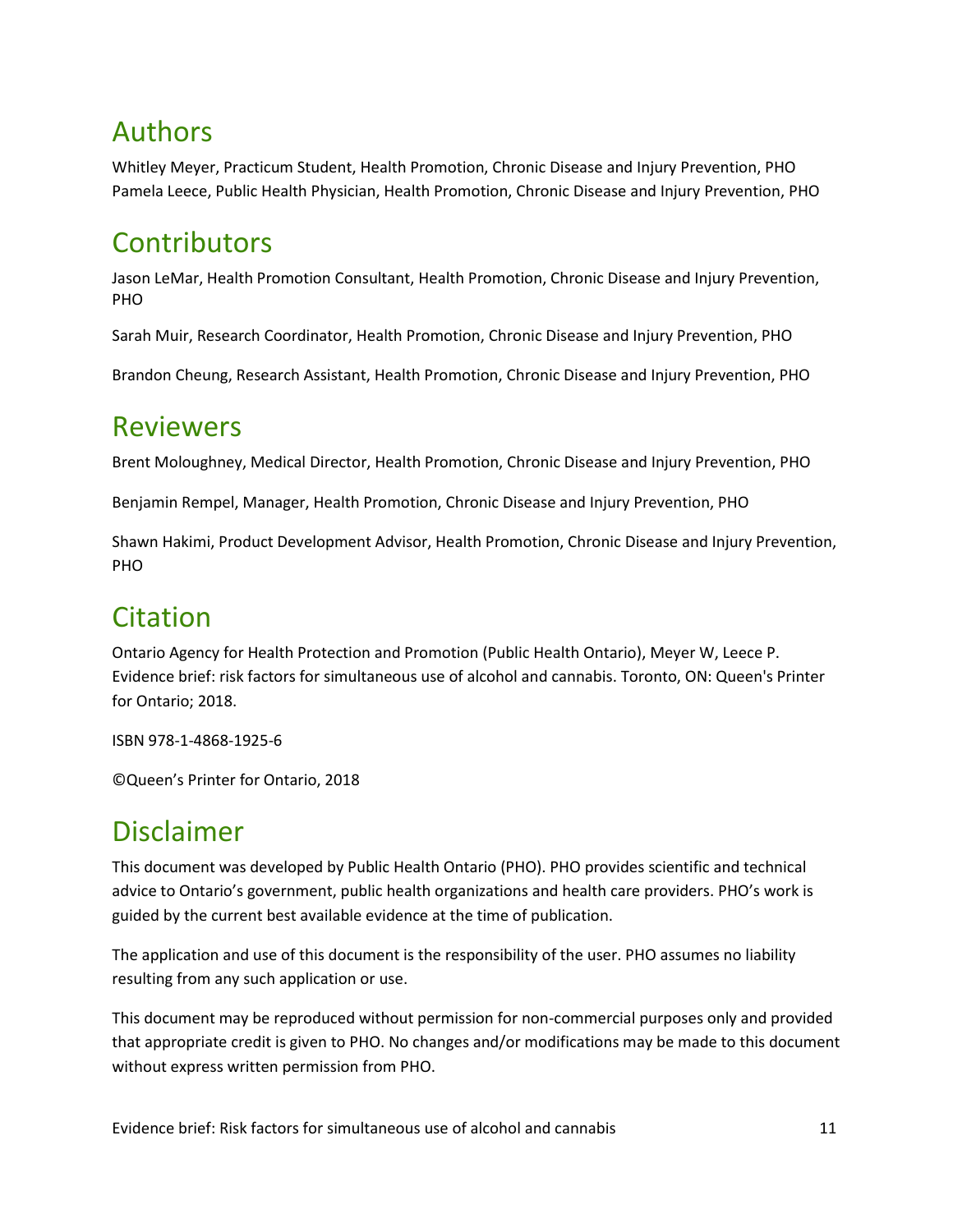# Authors

Whitley Meyer, Practicum Student, Health Promotion, Chronic Disease and Injury Prevention, PHO
Pamela Leece, Public Health Physician, Health Promotion, Chronic Disease and Injury Prevention, PHO

# Contributors

Jason LeMar, Health Promotion Consultant, Health Promotion, Chronic Disease and Injury Prevention, PHO

Sarah Muir, Research Coordinator, Health Promotion, Chronic Disease and Injury Prevention, PHO

Brandon Cheung, Research Assistant, Health Promotion, Chronic Disease and Injury Prevention, PHO

# Reviewers

Brent Moloughney, Medical Director, Health Promotion, Chronic Disease and Injury Prevention, PHO

Benjamin Rempel, Manager, Health Promotion, Chronic Disease and Injury Prevention, PHO

Shawn Hakimi, Product Development Advisor, Health Promotion, Chronic Disease and Injury Prevention, PHO

# Citation

Ontario Agency for Health Protection and Promotion (Public Health Ontario), Meyer W, Leece P. Evidence brief: risk factors for simultaneous use of alcohol and cannabis. Toronto, ON: Queen's Printer for Ontario; 2018.

ISBN 978-1-4868-1925-6

©Queen's Printer for Ontario, 2018

# Disclaimer

This document was developed by Public Health Ontario (PHO). PHO provides scientific and technical advice to Ontario's government, public health organizations and health care providers. PHO's work is guided by the current best available evidence at the time of publication.

The application and use of this document is the responsibility of the user. PHO assumes no liability resulting from any such application or use.

This document may be reproduced without permission for non-commercial purposes only and provided that appropriate credit is given to PHO. No changes and/or modifications may be made to this document without express written permission from PHO.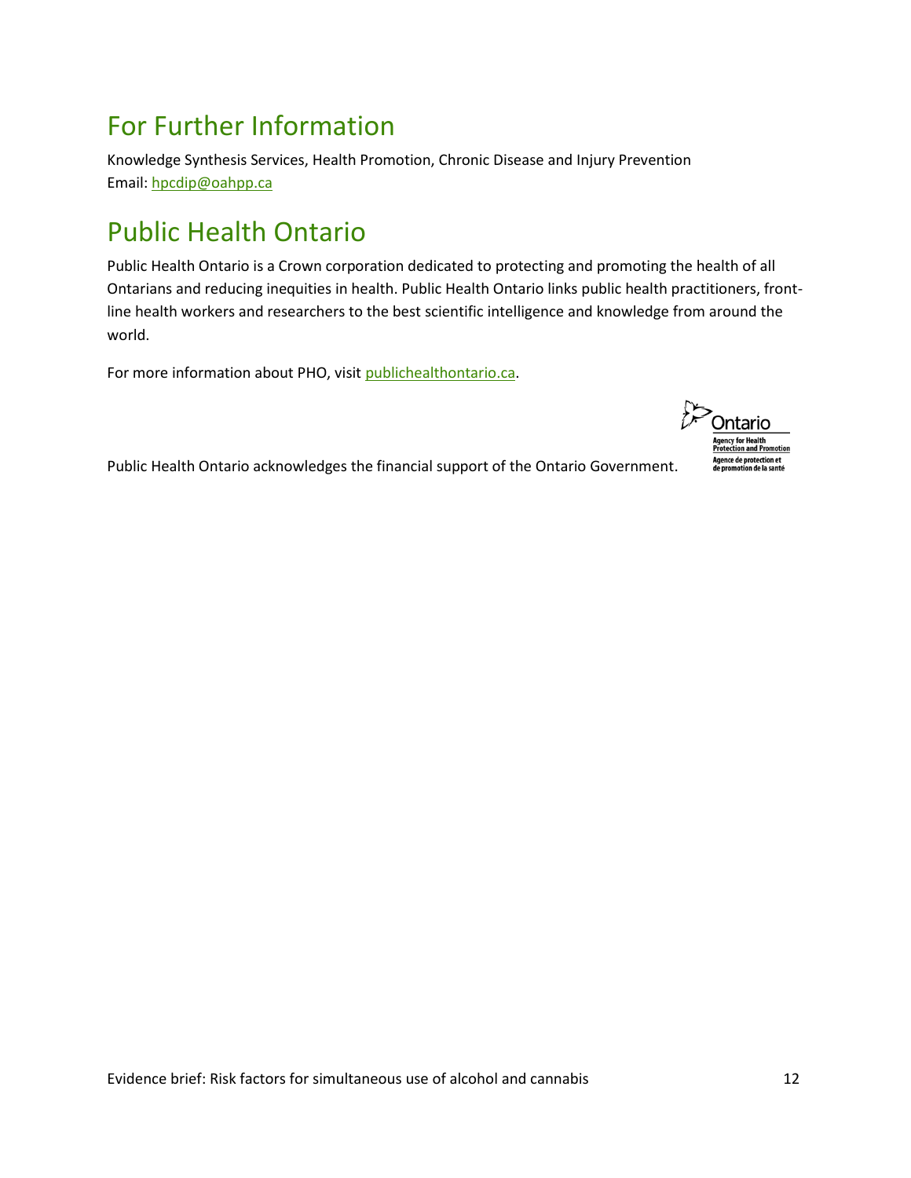## For Further Information

Knowledge Synthesis Services, Health Promotion, Chronic Disease and Injury Prevention
Email: hpcdip@oahpp.ca

## Public Health Ontario

Public Health Ontario is a Crown corporation dedicated to protecting and promoting the health of all Ontarians and reducing inequities in health. Public Health Ontario links public health practitioners, front-line health workers and researchers to the best scientific intelligence and knowledge from around the world.

For more information about PHO, visit publichealthontario.ca.

Public Health Ontario acknowledges the financial support of the Ontario Government.

Ontario
Agency for Health Protection and Promotion
Agence de protection et de promotion de la santé